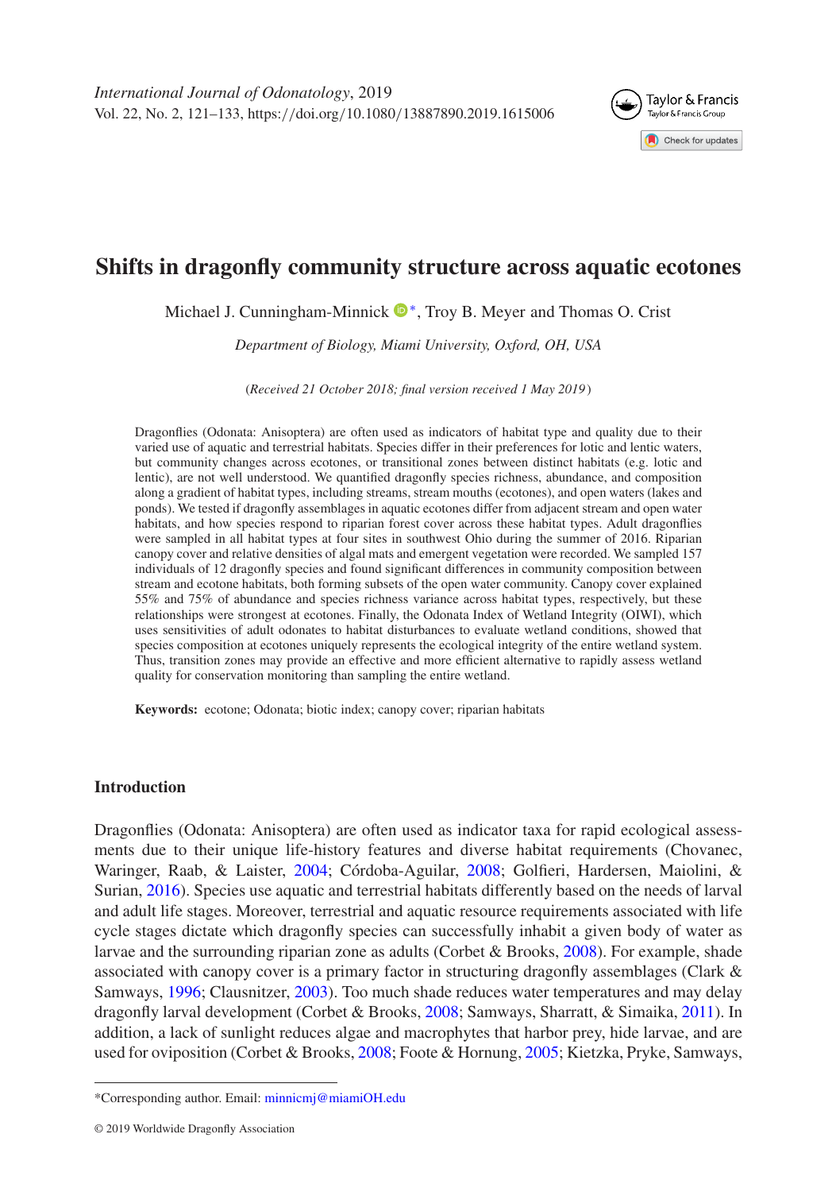# Shifts in dragonfly community structure across aquatic ecotones

Michael J. Cunningham-Minnick *, Troy B. Meyer and Thomas O. Crist

*Department of Biology, Miami University, Oxford, OH, USA*

(*Received 21 October 2018; final version received 1 May 2019*)

Dragonflies (Odonata: Anisoptera) are often used as indicators of habitat type and quality due to their varied use of aquatic and terrestrial habitats. Species differ in their preferences for lotic and lentic waters, but community changes across ecotones, or transitional zones between distinct habitats (e.g. lotic and lentic), are not well understood. We quantified dragonfly species richness, abundance, and composition along a gradient of habitat types, including streams, stream mouths (ecotones), and open waters (lakes and ponds). We tested if dragonfly assemblages in aquatic ecotones differ from adjacent stream and open water habitats, and how species respond to riparian forest cover across these habitat types. Adult dragonflies were sampled in all habitat types at four sites in southwest Ohio during the summer of 2016. Riparian canopy cover and relative densities of algal mats and emergent vegetation were recorded. We sampled 157 individuals of 12 dragonfly species and found significant differences in community composition between stream and ecotone habitats, both forming subsets of the open water community. Canopy cover explained 55% and 75% of abundance and species richness variance across habitat types, respectively, but these relationships were strongest at ecotones. Finally, the Odonata Index of Wetland Integrity (OIWI), which uses sensitivities of adult odonates to habitat disturbances to evaluate wetland conditions, showed that species composition at ecotones uniquely represents the ecological integrity of the entire wetland system. Thus, transition zones may provide an effective and more efficient alternative to rapidly assess wetland quality for conservation monitoring than sampling the entire wetland.

**Keywords:** ecotone; Odonata; biotic index; canopy cover; riparian habitats

## Introduction

Dragonflies (Odonata: Anisoptera) are often used as indicator taxa for rapid ecological assessments due to their unique life-history features and diverse habitat requirements (Chovanec, Waringer, Raab, & Laister, 2004; Córdoba-Aguilar, 2008; Golfieri, Hardersen, Maiolini, & Surian, 2016). Species use aquatic and terrestrial habitats differently based on the needs of larval and adult life stages. Moreover, terrestrial and aquatic resource requirements associated with life cycle stages dictate which dragonfly species can successfully inhabit a given body of water as larvae and the surrounding riparian zone as adults (Corbet & Brooks, 2008). For example, shade associated with canopy cover is a primary factor in structuring dragonfly assemblages (Clark & Samways, 1996; Clausnitzer, 2003). Too much shade reduces water temperatures and may delay dragonfly larval development (Corbet & Brooks, 2008; Samways, Sharratt, & Simaika, 2011). In addition, a lack of sunlight reduces algae and macrophytes that harbor prey, hide larvae, and are used for oviposition (Corbet & Brooks, 2008; Foote & Hornung, 2005; Kietzka, Pryke, Samways,

*Corresponding author. Email: minnicmj@miamiOH.edu

© 2019 Worldwide Dragonfly Association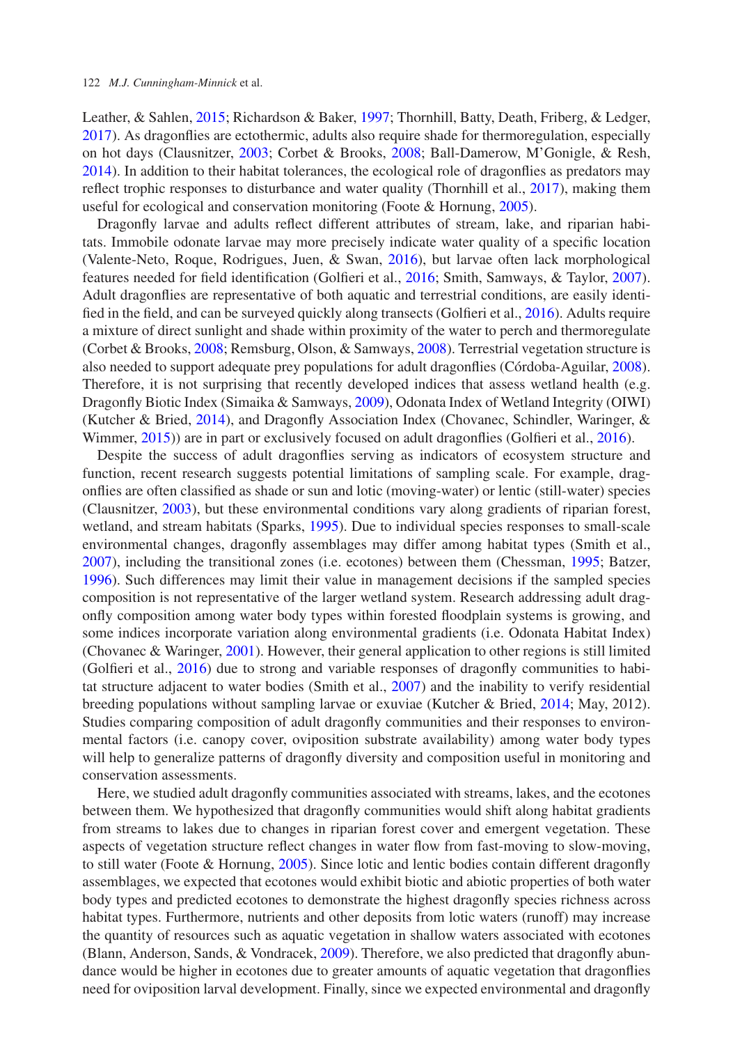Leather, & Sahlen, 2015; Richardson & Baker, 1997; Thornhill, Batty, Death, Friberg, & Ledger, 2017). As dragonflies are ectothermic, adults also require shade for thermoregulation, especially on hot days (Clausnitzer, 2003; Corbet & Brooks, 2008; Ball-Damerow, M'Gonigle, & Resh, 2014). In addition to their habitat tolerances, the ecological role of dragonflies as predators may reflect trophic responses to disturbance and water quality (Thornhill et al., 2017), making them useful for ecological and conservation monitoring (Foote & Hornung, 2005).

Dragonfly larvae and adults reflect different attributes of stream, lake, and riparian habitats. Immobile odonate larvae may more precisely indicate water quality of a specific location (Valente-Neto, Roque, Rodrigues, Juen, & Swan, 2016), but larvae often lack morphological features needed for field identification (Golfieri et al., 2016; Smith, Samways, & Taylor, 2007). Adult dragonflies are representative of both aquatic and terrestrial conditions, are easily identified in the field, and can be surveyed quickly along transects (Golfieri et al., 2016). Adults require a mixture of direct sunlight and shade within proximity of the water to perch and thermoregulate (Corbet & Brooks, 2008; Remsburg, Olson, & Samways, 2008). Terrestrial vegetation structure is also needed to support adequate prey populations for adult dragonflies (Córdoba-Aguilar, 2008). Therefore, it is not surprising that recently developed indices that assess wetland health (e.g. Dragonfly Biotic Index (Simaika & Samways, 2009), Odonata Index of Wetland Integrity (OIWI) (Kutcher & Bried, 2014), and Dragonfly Association Index (Chovanec, Schindler, Waringer, & Wimmer, 2015)) are in part or exclusively focused on adult dragonflies (Golfieri et al., 2016).

Despite the success of adult dragonflies serving as indicators of ecosystem structure and function, recent research suggests potential limitations of sampling scale. For example, dragonflies are often classified as shade or sun and lotic (moving-water) or lentic (still-water) species (Clausnitzer, 2003), but these environmental conditions vary along gradients of riparian forest, wetland, and stream habitats (Sparks, 1995). Due to individual species responses to small-scale environmental changes, dragonfly assemblages may differ among habitat types (Smith et al., 2007), including the transitional zones (i.e. ecotones) between them (Chessman, 1995; Batzer, 1996). Such differences may limit their value in management decisions if the sampled species composition is not representative of the larger wetland system. Research addressing adult dragonfly composition among water body types within forested floodplain systems is growing, and some indices incorporate variation along environmental gradients (i.e. Odonata Habitat Index) (Chovanec & Waringer, 2001). However, their general application to other regions is still limited (Golfieri et al., 2016) due to strong and variable responses of dragonfly communities to habitat structure adjacent to water bodies (Smith et al., 2007) and the inability to verify residential breeding populations without sampling larvae or exuviae (Kutcher & Bried, 2014; May, 2012). Studies comparing composition of adult dragonfly communities and their responses to environmental factors (i.e. canopy cover, oviposition substrate availability) among water body types will help to generalize patterns of dragonfly diversity and composition useful in monitoring and conservation assessments.

Here, we studied adult dragonfly communities associated with streams, lakes, and the ecotones between them. We hypothesized that dragonfly communities would shift along habitat gradients from streams to lakes due to changes in riparian forest cover and emergent vegetation. These aspects of vegetation structure reflect changes in water flow from fast-moving to slow-moving, to still water (Foote & Hornung, 2005). Since lotic and lentic bodies contain different dragonfly assemblages, we expected that ecotones would exhibit biotic and abiotic properties of both water body types and predicted ecotones to demonstrate the highest dragonfly species richness across habitat types. Furthermore, nutrients and other deposits from lotic waters (runoff) may increase the quantity of resources such as aquatic vegetation in shallow waters associated with ecotones (Blann, Anderson, Sands, & Vondracek, 2009). Therefore, we also predicted that dragonfly abundance would be higher in ecotones due to greater amounts of aquatic vegetation that dragonflies need for oviposition larval development. Finally, since we expected environmental and dragonfly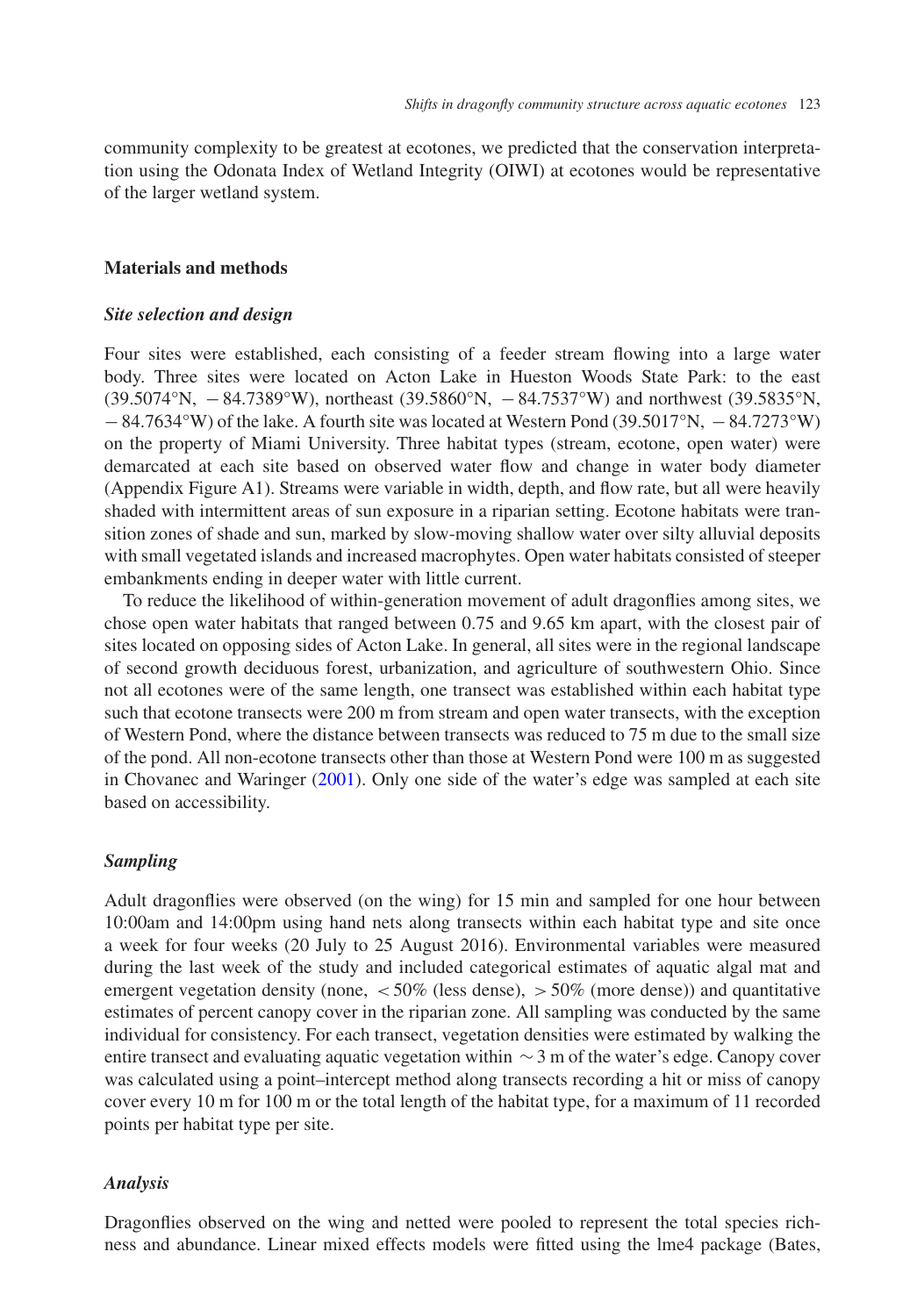community complexity to be greatest at ecotones, we predicted that the conservation interpretation using the Odonata Index of Wetland Integrity (OIWI) at ecotones would be representative of the larger wetland system.

## Materials and methods

### *Site selection and design*

Four sites were established, each consisting of a feeder stream flowing into a large water body. Three sites were located on Acton Lake in Hueston Woods State Park: to the east (39.5074°N, −84.7389°W), northeast (39.5860°N, −84.7537°W) and northwest (39.5835°N, −84.7634°W) of the lake. A fourth site was located at Western Pond (39.5017°N, −84.7273°W) on the property of Miami University. Three habitat types (stream, ecotone, open water) were demarcated at each site based on observed water flow and change in water body diameter (Appendix Figure A1). Streams were variable in width, depth, and flow rate, but all were heavily shaded with intermittent areas of sun exposure in a riparian setting. Ecotone habitats were transition zones of shade and sun, marked by slow-moving shallow water over silty alluvial deposits with small vegetated islands and increased macrophytes. Open water habitats consisted of steeper embankments ending in deeper water with little current.

To reduce the likelihood of within-generation movement of adult dragonflies among sites, we chose open water habitats that ranged between 0.75 and 9.65 km apart, with the closest pair of sites located on opposing sides of Acton Lake. In general, all sites were in the regional landscape of second growth deciduous forest, urbanization, and agriculture of southwestern Ohio. Since not all ecotones were of the same length, one transect was established within each habitat type such that ecotone transects were 200 m from stream and open water transects, with the exception of Western Pond, where the distance between transects was reduced to 75 m due to the small size of the pond. All non-ecotone transects other than those at Western Pond were 100 m as suggested in Chovanec and Waringer (2001). Only one side of the water's edge was sampled at each site based on accessibility.

### *Sampling*

Adult dragonflies were observed (on the wing) for 15 min and sampled for one hour between 10:00am and 14:00pm using hand nets along transects within each habitat type and site once a week for four weeks (20 July to 25 August 2016). Environmental variables were measured during the last week of the study and included categorical estimates of aquatic algal mat and emergent vegetation density (none, $< 50\%$ (less dense), $> 50\%$ (more dense)) and quantitative estimates of percent canopy cover in the riparian zone. All sampling was conducted by the same individual for consistency. For each transect, vegetation densities were estimated by walking the entire transect and evaluating aquatic vegetation within $\sim 3$ m of the water's edge. Canopy cover was calculated using a point–intercept method along transects recording a hit or miss of canopy cover every 10 m for 100 m or the total length of the habitat type, for a maximum of 11 recorded points per habitat type per site.

### *Analysis*

Dragonflies observed on the wing and netted were pooled to represent the total species richness and abundance. Linear mixed effects models were fitted using the lme4 package (Bates,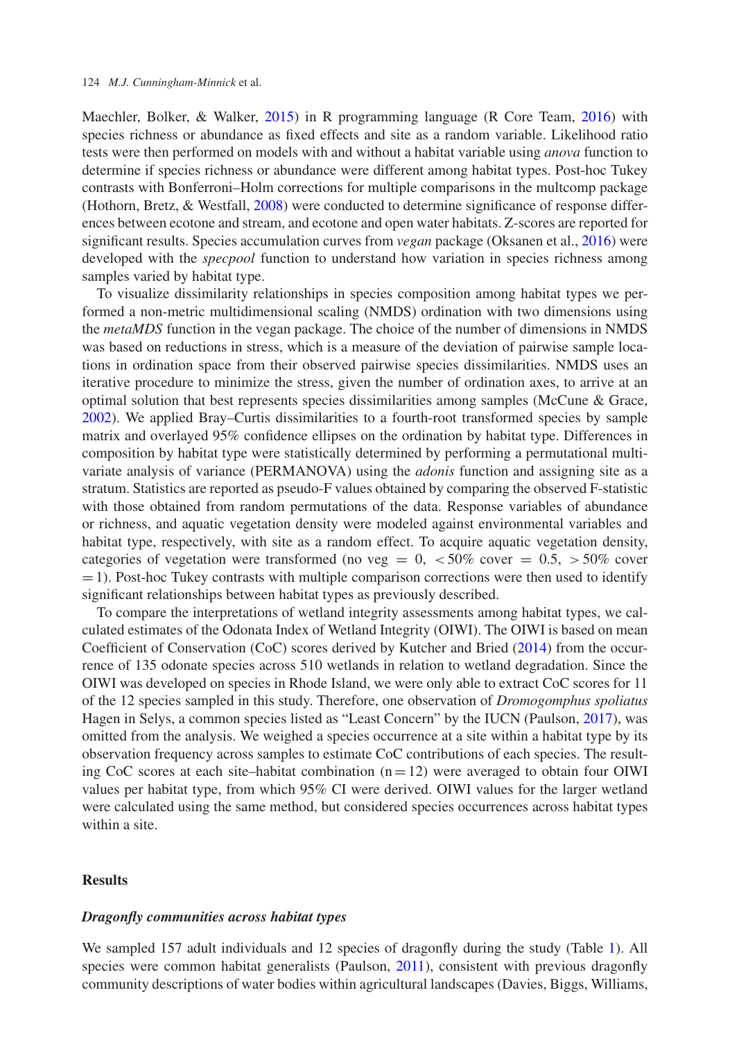Maechler, Bolker, & Walker, 2015) in R programming language (R Core Team, 2016) with species richness or abundance as fixed effects and site as a random variable. Likelihood ratio tests were then performed on models with and without a habitat variable using *anova* function to determine if species richness or abundance were different among habitat types. Post-hoc Tukey contrasts with Bonferroni–Holm corrections for multiple comparisons in the multcomp package (Hothorn, Bretz, & Westfall, 2008) were conducted to determine significance of response differences between ecotone and stream, and ecotone and open water habitats. Z-scores are reported for significant results. Species accumulation curves from *vegan* package (Oksanen et al., 2016) were developed with the *specpool* function to understand how variation in species richness among samples varied by habitat type.

To visualize dissimilarity relationships in species composition among habitat types we performed a non-metric multidimensional scaling (NMDS) ordination with two dimensions using the *metaMDS* function in the vegan package. The choice of the number of dimensions in NMDS was based on reductions in stress, which is a measure of the deviation of pairwise sample locations in ordination space from their observed pairwise species dissimilarities. NMDS uses an iterative procedure to minimize the stress, given the number of ordination axes, to arrive at an optimal solution that best represents species dissimilarities among samples (McCune & Grace, 2002). We applied Bray–Curtis dissimilarities to a fourth-root transformed species by sample matrix and overlayed 95% confidence ellipses on the ordination by habitat type. Differences in composition by habitat type were statistically determined by performing a permutational multivariate analysis of variance (PERMANOVA) using the *adonis* function and assigning site as a stratum. Statistics are reported as pseudo-F values obtained by comparing the observed F-statistic with those obtained from random permutations of the data. Response variables of abundance or richness, and aquatic vegetation density were modeled against environmental variables and habitat type, respectively, with site as a random effect. To acquire aquatic vegetation density, categories of vegetation were transformed (no veg $= 0$, $< 50\%$ cover $= 0.5$, $> 50\%$ cover $= 1$). Post-hoc Tukey contrasts with multiple comparison corrections were then used to identify significant relationships between habitat types as previously described.

To compare the interpretations of wetland integrity assessments among habitat types, we calculated estimates of the Odonata Index of Wetland Integrity (OIWI). The OIWI is based on mean Coefficient of Conservation (CoC) scores derived by Kutcher and Bried (2014) from the occurrence of 135 odonate species across 510 wetlands in relation to wetland degradation. Since the OIWI was developed on species in Rhode Island, we were only able to extract CoC scores for 11 of the 12 species sampled in this study. Therefore, one observation of *Dromogomphus spoliatus* Hagen in Selys, a common species listed as "Least Concern" by the IUCN (Paulson, 2017), was omitted from the analysis. We weighed a species occurrence at a site within a habitat type by its observation frequency across samples to estimate CoC contributions of each species. The resulting CoC scores at each site–habitat combination ($n = 12$) were averaged to obtain four OIWI values per habitat type, from which 95% CI were derived. OIWI values for the larger wetland were calculated using the same method, but considered species occurrences across habitat types within a site.

## Results

### *Dragonfly communities across habitat types*

We sampled 157 adult individuals and 12 species of dragonfly during the study (Table 1). All species were common habitat generalists (Paulson, 2011), consistent with previous dragonfly community descriptions of water bodies within agricultural landscapes (Davies, Biggs, Williams,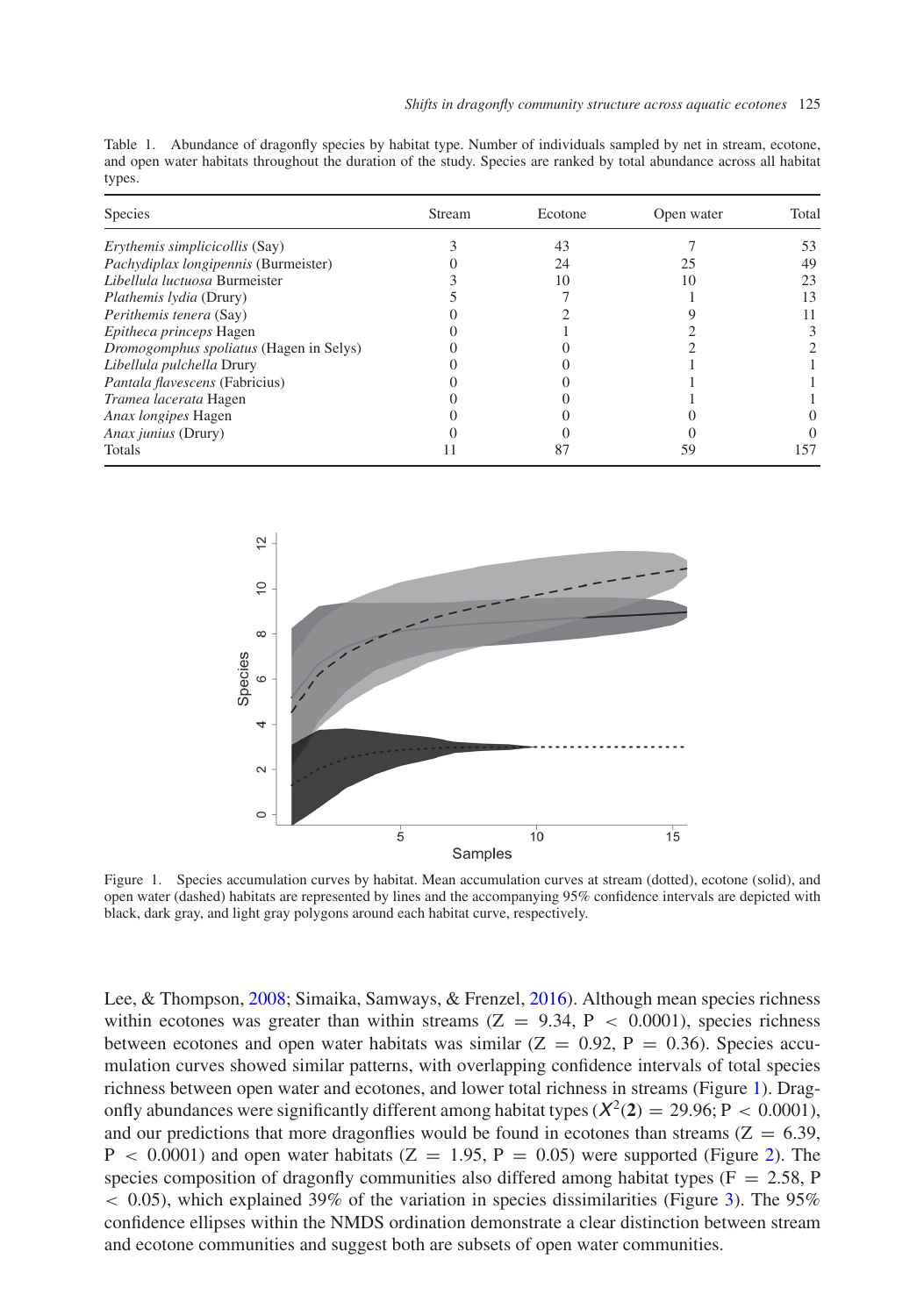Table 1. Abundance of dragonfly species by habitat type. Number of individuals sampled by net in stream, ecotone, and open water habitats throughout the duration of the study. Species are ranked by total abundance across all habitat types.

| Species | Stream | Ecotone | Open water | Total |
|---|---|---|---|---|
| *Erythemis simplicicollis* (Say) | 3 | 43 | 7 | 53 |
| *Pachydiplax longipennis* (Burmeister) | 0 | 24 | 25 | 49 |
| *Libellula luctuosa* Burmeister | 3 | 10 | 10 | 23 |
| *Plathemis lydia* (Drury) | 5 | 7 | 1 | 13 |
| *Perithemis tenera* (Say) | 0 | 2 | 9 | 11 |
| *Epitheca princeps* Hagen | 0 | 1 | 2 | 3 |
| *Dromogomphus spoliatus* (Hagen in Selys) | 0 | 0 | 2 | 2 |
| *Libellula pulchella* Drury | 0 | 0 | 1 | 1 |
| *Pantala flavescens* (Fabricius) | 0 | 0 | 1 | 1 |
| *Tramea lacerata* Hagen | 0 | 0 | 1 | 1 |
| *Anax longipes* Hagen | 0 | 0 | 0 | 0 |
| *Anax junius* (Drury) | 0 | 0 | 0 | 0 |
| Totals | 11 | 87 | 59 | 157 |

Figure 1. Species accumulation curves by habitat. Mean accumulation curves at stream (dotted), ecotone (solid), and open water (dashed) habitats are represented by lines and the accompanying 95% confidence intervals are depicted with black, dark gray, and light gray polygons around each habitat curve, respectively.

Lee, & Thompson, 2008; Simaika, Samways, & Frenzel, 2016). Although mean species richness within ecotones was greater than within streams ($Z = 9.34$, $P < 0.0001$), species richness between ecotones and open water habitats was similar ($Z = 0.92$, $P = 0.36$). Species accumulation curves showed similar patterns, with overlapping confidence intervals of total species richness between open water and ecotones, and lower total richness in streams (Figure 1). Dragonfly abundances were significantly different among habitat types ($X^2(\mathbf{2}) = 29.96$; $P < 0.0001$), and our predictions that more dragonflies would be found in ecotones than streams ($Z = 6.39$, $P < 0.0001$) and open water habitats ($Z = 1.95$, $P = 0.05$) were supported (Figure 2). The species composition of dragonfly communities also differed among habitat types ($F = 2.58$, $P < 0.05$), which explained 39% of the variation in species dissimilarities (Figure 3). The 95% confidence ellipses within the NMDS ordination demonstrate a clear distinction between stream and ecotone communities and suggest both are subsets of open water communities.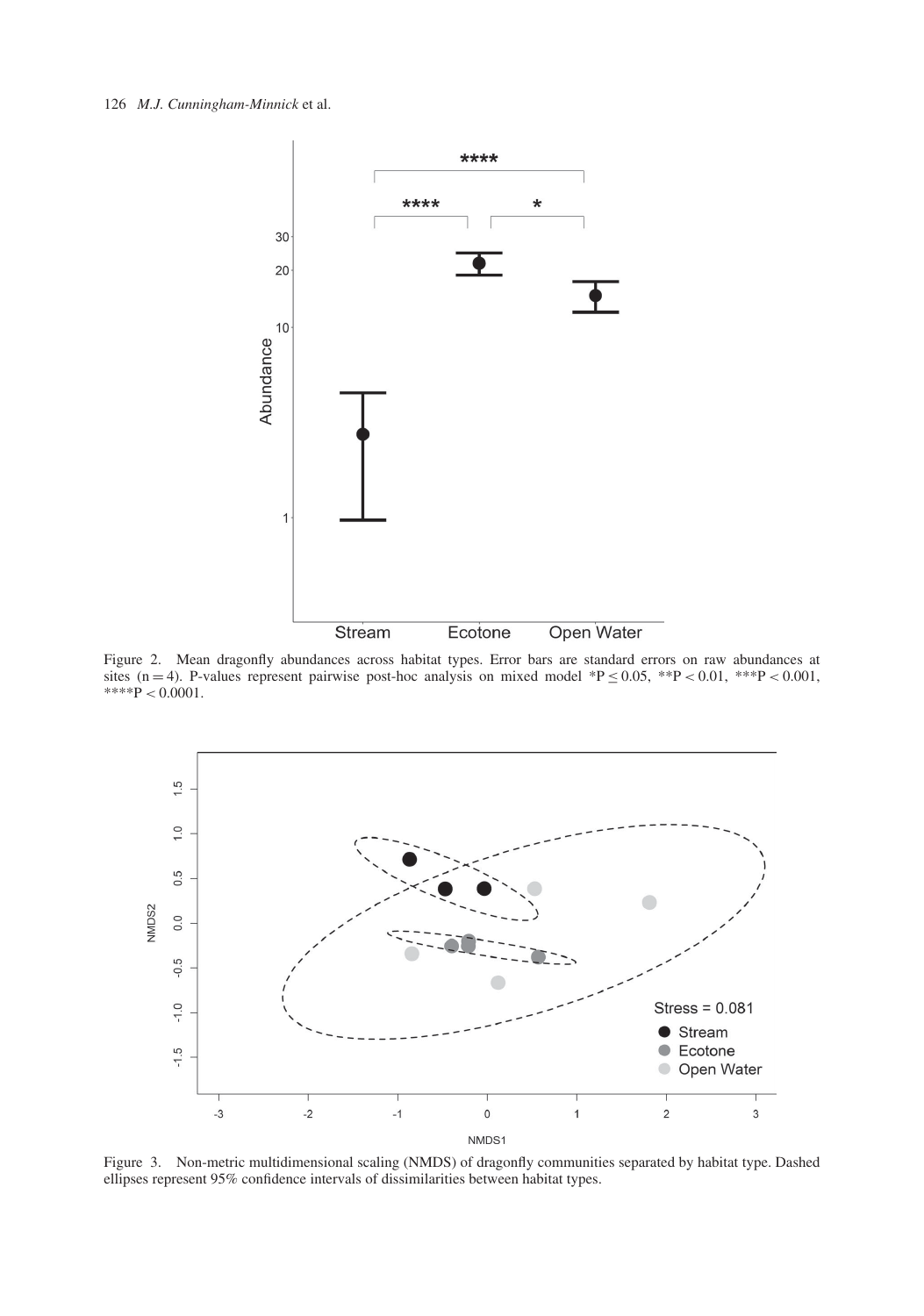Figure 2. Mean dragonfly abundances across habitat types. Error bars are standard errors on raw abundances at sites (n = 4). P-values represent pairwise post-hoc analysis on mixed model *$P \leq 0.05$, **$P < 0.01$, ***$P < 0.001$, ****$P < 0.0001$.

Figure 3. Non-metric multidimensional scaling (NMDS) of dragonfly communities separated by habitat type. Dashed ellipses represent 95% confidence intervals of dissimilarities between habitat types.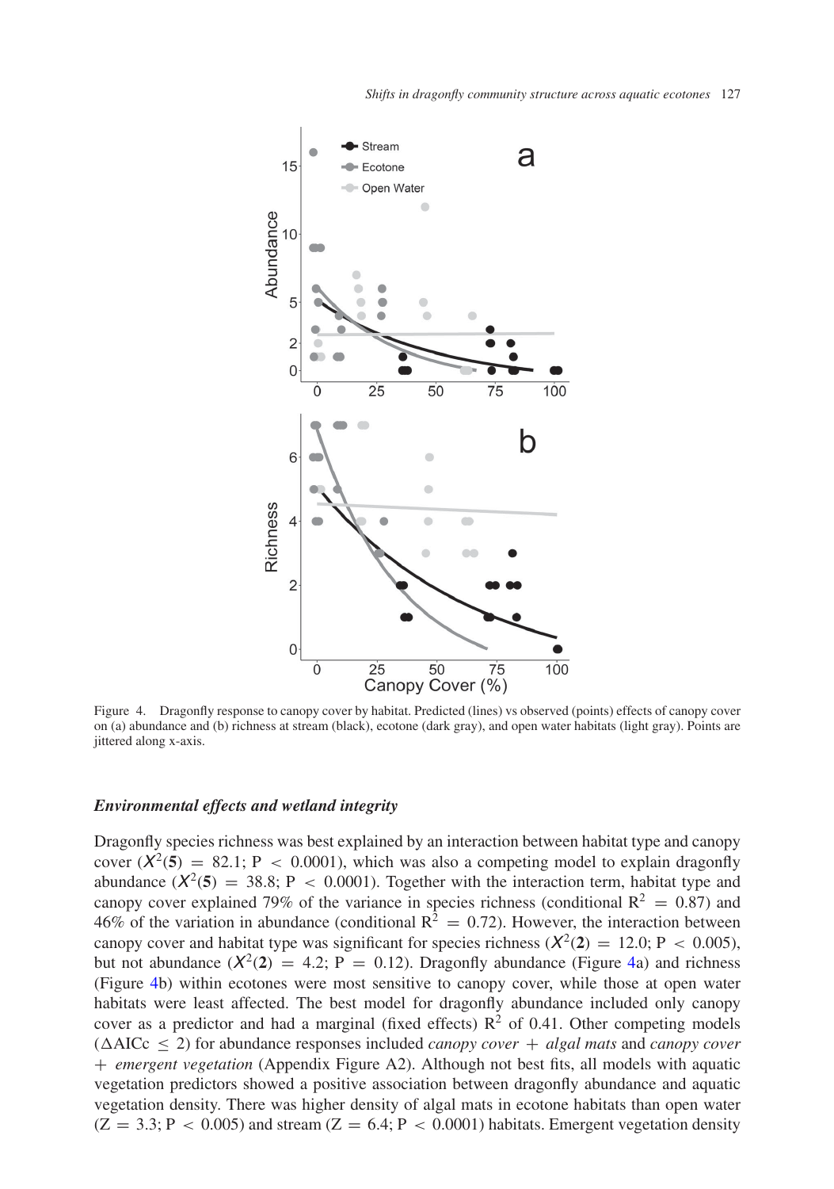Figure 4. Dragonfly response to canopy cover by habitat. Predicted (lines) vs observed (points) effects of canopy cover on (a) abundance and (b) richness at stream (black), ecotone (dark gray), and open water habitats (light gray). Points are jittered along x-axis.

### *Environmental effects and wetland integrity*

Dragonfly species richness was best explained by an interaction between habitat type and canopy cover ($X^2(\mathbf{5}) = 82.1$; $P < 0.0001$), which was also a competing model to explain dragonfly abundance ($X^2(\mathbf{5}) = 38.8$; $P < 0.0001$). Together with the interaction term, habitat type and canopy cover explained 79% of the variance in species richness (conditional $R^2 = 0.87$) and 46% of the variation in abundance (conditional $R^2 = 0.72$). However, the interaction between canopy cover and habitat type was significant for species richness ($X^2(\mathbf{2}) = 12.0$; $P < 0.005$), but not abundance ($X^2(\mathbf{2}) = 4.2$; $P = 0.12$). Dragonfly abundance (Figure 4a) and richness (Figure 4b) within ecotones were most sensitive to canopy cover, while those at open water habitats were least affected. The best model for dragonfly abundance included only canopy cover as a predictor and had a marginal (fixed effects) $R^2$ of 0.41. Other competing models ($\Delta$AICc $\leq 2$) for abundance responses included *canopy cover + algal mats* and *canopy cover + emergent vegetation* (Appendix Figure A2). Although not best fits, all models with aquatic vegetation predictors showed a positive association between dragonfly abundance and aquatic vegetation density. There was higher density of algal mats in ecotone habitats than open water ($Z = 3.3$; $P < 0.005$) and stream ($Z = 6.4$; $P < 0.0001$) habitats. Emergent vegetation density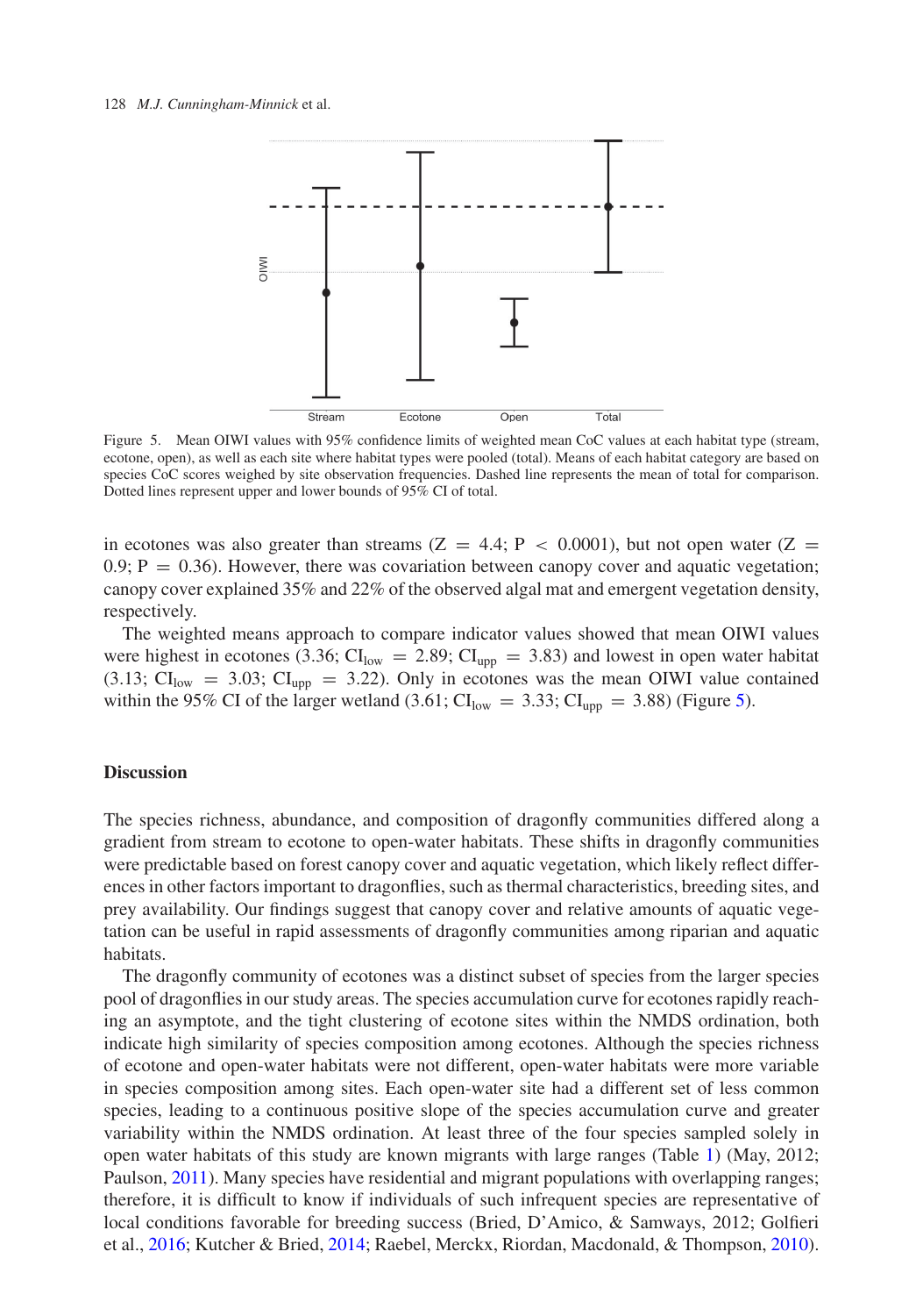Figure 5. Mean OIWI values with 95% confidence limits of weighted mean CoC values at each habitat type (stream, ecotone, open), as well as each site where habitat types were pooled (total). Means of each habitat category are based on species CoC scores weighed by site observation frequencies. Dashed line represents the mean of total for comparison. Dotted lines represent upper and lower bounds of 95% CI of total.

in ecotones was also greater than streams ($Z = 4.4$; $P < 0.0001$), but not open water ($Z = 0.9$; $P = 0.36$). However, there was covariation between canopy cover and aquatic vegetation; canopy cover explained 35% and 22% of the observed algal mat and emergent vegetation density, respectively.

The weighted means approach to compare indicator values showed that mean OIWI values were highest in ecotones (3.36; $CI_{low} = 2.89$; $CI_{upp} = 3.83$) and lowest in open water habitat (3.13; $CI_{low} = 3.03$; $CI_{upp} = 3.22$). Only in ecotones was the mean OIWI value contained within the 95% CI of the larger wetland (3.61; $CI_{low} = 3.33$; $CI_{upp} = 3.88$) (Figure 5).

## Discussion

The species richness, abundance, and composition of dragonfly communities differed along a gradient from stream to ecotone to open-water habitats. These shifts in dragonfly communities were predictable based on forest canopy cover and aquatic vegetation, which likely reflect differences in other factors important to dragonflies, such as thermal characteristics, breeding sites, and prey availability. Our findings suggest that canopy cover and relative amounts of aquatic vegetation can be useful in rapid assessments of dragonfly communities among riparian and aquatic habitats.

The dragonfly community of ecotones was a distinct subset of species from the larger species pool of dragonflies in our study areas. The species accumulation curve for ecotones rapidly reaching an asymptote, and the tight clustering of ecotone sites within the NMDS ordination, both indicate high similarity of species composition among ecotones. Although the species richness of ecotone and open-water habitats were not different, open-water habitats were more variable in species composition among sites. Each open-water site had a different set of less common species, leading to a continuous positive slope of the species accumulation curve and greater variability within the NMDS ordination. At least three of the four species sampled solely in open water habitats of this study are known migrants with large ranges (Table 1) (May, 2012; Paulson, 2011). Many species have residential and migrant populations with overlapping ranges; therefore, it is difficult to know if individuals of such infrequent species are representative of local conditions favorable for breeding success (Bried, D'Amico, & Samways, 2012; Golfieri et al., 2016; Kutcher & Bried, 2014; Raebel, Merckx, Riordan, Macdonald, & Thompson, 2010).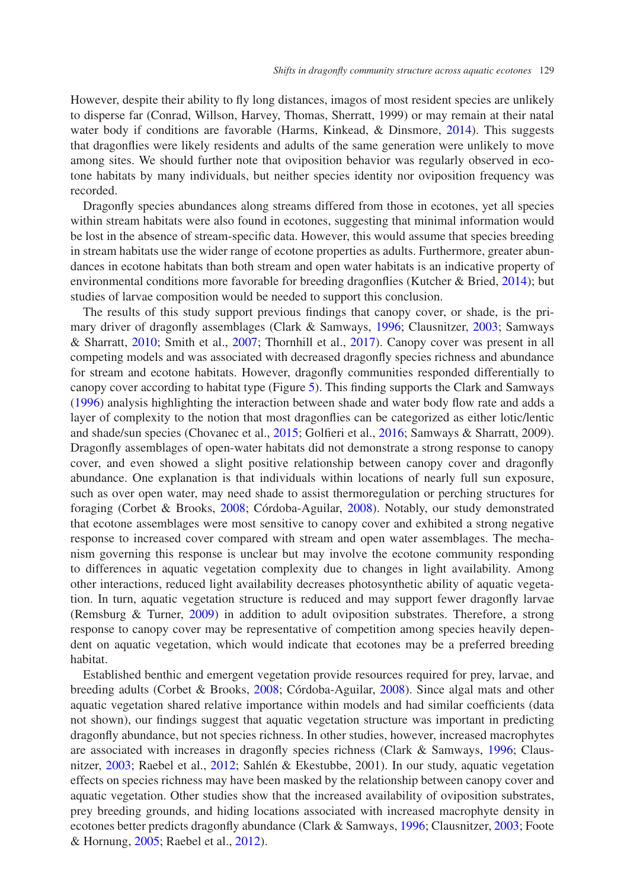However, despite their ability to fly long distances, imagos of most resident species are unlikely to disperse far (Conrad, Willson, Harvey, Thomas, Sherratt, 1999) or may remain at their natal water body if conditions are favorable (Harms, Kinkead, & Dinsmore, 2014). This suggests that dragonflies were likely residents and adults of the same generation were unlikely to move among sites. We should further note that oviposition behavior was regularly observed in ecotone habitats by many individuals, but neither species identity nor oviposition frequency was recorded.

Dragonfly species abundances along streams differed from those in ecotones, yet all species within stream habitats were also found in ecotones, suggesting that minimal information would be lost in the absence of stream-specific data. However, this would assume that species breeding in stream habitats use the wider range of ecotone properties as adults. Furthermore, greater abundances in ecotone habitats than both stream and open water habitats is an indicative property of environmental conditions more favorable for breeding dragonflies (Kutcher & Bried, 2014); but studies of larvae composition would be needed to support this conclusion.

The results of this study support previous findings that canopy cover, or shade, is the primary driver of dragonfly assemblages (Clark & Samways, 1996; Clausnitzer, 2003; Samways & Sharratt, 2010; Smith et al., 2007; Thornhill et al., 2017). Canopy cover was present in all competing models and was associated with decreased dragonfly species richness and abundance for stream and ecotone habitats. However, dragonfly communities responded differentially to canopy cover according to habitat type (Figure 5). This finding supports the Clark and Samways (1996) analysis highlighting the interaction between shade and water body flow rate and adds a layer of complexity to the notion that most dragonflies can be categorized as either lotic/lentic and shade/sun species (Chovanec et al., 2015; Golfieri et al., 2016; Samways & Sharratt, 2009). Dragonfly assemblages of open-water habitats did not demonstrate a strong response to canopy cover, and even showed a slight positive relationship between canopy cover and dragonfly abundance. One explanation is that individuals within locations of nearly full sun exposure, such as over open water, may need shade to assist thermoregulation or perching structures for foraging (Corbet & Brooks, 2008; Córdoba-Aguilar, 2008). Notably, our study demonstrated that ecotone assemblages were most sensitive to canopy cover and exhibited a strong negative response to increased cover compared with stream and open water assemblages. The mechanism governing this response is unclear but may involve the ecotone community responding to differences in aquatic vegetation complexity due to changes in light availability. Among other interactions, reduced light availability decreases photosynthetic ability of aquatic vegetation. In turn, aquatic vegetation structure is reduced and may support fewer dragonfly larvae (Remsburg & Turner, 2009) in addition to adult oviposition substrates. Therefore, a strong response to canopy cover may be representative of competition among species heavily dependent on aquatic vegetation, which would indicate that ecotones may be a preferred breeding habitat.

Established benthic and emergent vegetation provide resources required for prey, larvae, and breeding adults (Corbet & Brooks, 2008; Córdoba-Aguilar, 2008). Since algal mats and other aquatic vegetation shared relative importance within models and had similar coefficients (data not shown), our findings suggest that aquatic vegetation structure was important in predicting dragonfly abundance, but not species richness. In other studies, however, increased macrophytes are associated with increases in dragonfly species richness (Clark & Samways, 1996; Clausnitzer, 2003; Raebel et al., 2012; Sahlén & Ekestubbe, 2001). In our study, aquatic vegetation effects on species richness may have been masked by the relationship between canopy cover and aquatic vegetation. Other studies show that the increased availability of oviposition substrates, prey breeding grounds, and hiding locations associated with increased macrophyte density in ecotones better predicts dragonfly abundance (Clark & Samways, 1996; Clausnitzer, 2003; Foote & Hornung, 2005; Raebel et al., 2012).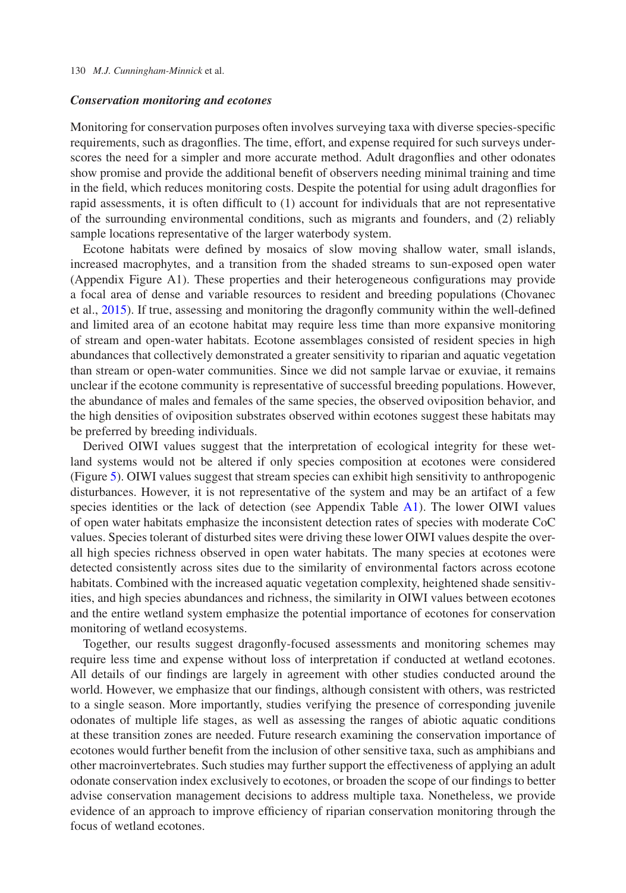### *Conservation monitoring and ecotones*

Monitoring for conservation purposes often involves surveying taxa with diverse species-specific requirements, such as dragonflies. The time, effort, and expense required for such surveys underscores the need for a simpler and more accurate method. Adult dragonflies and other odonates show promise and provide the additional benefit of observers needing minimal training and time in the field, which reduces monitoring costs. Despite the potential for using adult dragonflies for rapid assessments, it is often difficult to (1) account for individuals that are not representative of the surrounding environmental conditions, such as migrants and founders, and (2) reliably sample locations representative of the larger waterbody system.

Ecotone habitats were defined by mosaics of slow moving shallow water, small islands, increased macrophytes, and a transition from the shaded streams to sun-exposed open water (Appendix Figure A1). These properties and their heterogeneous configurations may provide a focal area of dense and variable resources to resident and breeding populations (Chovanec et al., 2015). If true, assessing and monitoring the dragonfly community within the well-defined and limited area of an ecotone habitat may require less time than more expansive monitoring of stream and open-water habitats. Ecotone assemblages consisted of resident species in high abundances that collectively demonstrated a greater sensitivity to riparian and aquatic vegetation than stream or open-water communities. Since we did not sample larvae or exuviae, it remains unclear if the ecotone community is representative of successful breeding populations. However, the abundance of males and females of the same species, the observed oviposition behavior, and the high densities of oviposition substrates observed within ecotones suggest these habitats may be preferred by breeding individuals.

Derived OIWI values suggest that the interpretation of ecological integrity for these wetland systems would not be altered if only species composition at ecotones were considered (Figure 5). OIWI values suggest that stream species can exhibit high sensitivity to anthropogenic disturbances. However, it is not representative of the system and may be an artifact of a few species identities or the lack of detection (see Appendix Table A1). The lower OIWI values of open water habitats emphasize the inconsistent detection rates of species with moderate CoC values. Species tolerant of disturbed sites were driving these lower OIWI values despite the overall high species richness observed in open water habitats. The many species at ecotones were detected consistently across sites due to the similarity of environmental factors across ecotone habitats. Combined with the increased aquatic vegetation complexity, heightened shade sensitivities, and high species abundances and richness, the similarity in OIWI values between ecotones and the entire wetland system emphasize the potential importance of ecotones for conservation monitoring of wetland ecosystems.

Together, our results suggest dragonfly-focused assessments and monitoring schemes may require less time and expense without loss of interpretation if conducted at wetland ecotones. All details of our findings are largely in agreement with other studies conducted around the world. However, we emphasize that our findings, although consistent with others, was restricted to a single season. More importantly, studies verifying the presence of corresponding juvenile odonates of multiple life stages, as well as assessing the ranges of abiotic aquatic conditions at these transition zones are needed. Future research examining the conservation importance of ecotones would further benefit from the inclusion of other sensitive taxa, such as amphibians and other macroinvertebrates. Such studies may further support the effectiveness of applying an adult odonate conservation index exclusively to ecotones, or broaden the scope of our findings to better advise conservation management decisions to address multiple taxa. Nonetheless, we provide evidence of an approach to improve efficiency of riparian conservation monitoring through the focus of wetland ecotones.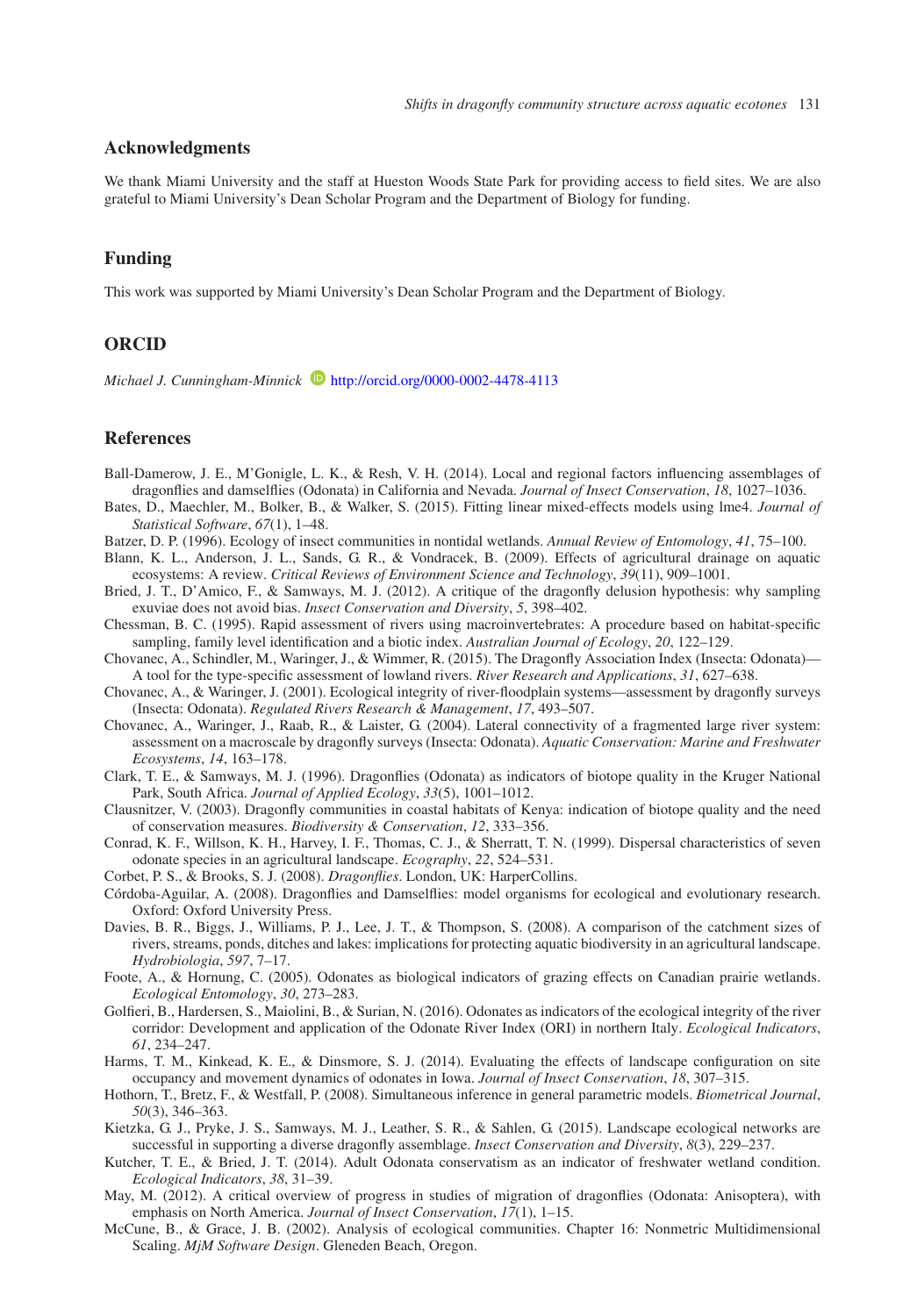## Acknowledgments

We thank Miami University and the staff at Hueston Woods State Park for providing access to field sites. We are also grateful to Miami University's Dean Scholar Program and the Department of Biology for funding.

## Funding

This work was supported by Miami University's Dean Scholar Program and the Department of Biology.

## ORCID

*Michael J. Cunningham-Minnick* http://orcid.org/0000-0002-4478-4113

## References

Ball-Damerow, J. E., M'Gonigle, L. K., & Resh, V. H. (2014). Local and regional factors influencing assemblages of dragonflies and damselflies (Odonata) in California and Nevada. *Journal of Insect Conservation*, *18*, 1027–1036.

Bates, D., Maechler, M., Bolker, B., & Walker, S. (2015). Fitting linear mixed-effects models using lme4. *Journal of Statistical Software*, *67*(1), 1–48.

Batzer, D. P. (1996). Ecology of insect communities in nontidal wetlands. *Annual Review of Entomology*, *41*, 75–100.

Blann, K. L., Anderson, J. L., Sands, G. R., & Vondracek, B. (2009). Effects of agricultural drainage on aquatic ecosystems: A review. *Critical Reviews of Environment Science and Technology*, *39*(11), 909–1001.

Bried, J. T., D'Amico, F., & Samways, M. J. (2012). A critique of the dragonfly delusion hypothesis: why sampling exuviae does not avoid bias. *Insect Conservation and Diversity*, *5*, 398–402.

Chessman, B. C. (1995). Rapid assessment of rivers using macroinvertebrates: A procedure based on habitat-specific sampling, family level identification and a biotic index. *Australian Journal of Ecology*, *20*, 122–129.

Chovanec, A., Schindler, M., Waringer, J., & Wimmer, R. (2015). The Dragonfly Association Index (Insecta: Odonata)—A tool for the type-specific assessment of lowland rivers. *River Research and Applications*, *31*, 627–638.

Chovanec, A., & Waringer, J. (2001). Ecological integrity of river-floodplain systems—assessment by dragonfly surveys (Insecta: Odonata). *Regulated Rivers Research & Management*, *17*, 493–507.

Chovanec, A., Waringer, J., Raab, R., & Laister, G. (2004). Lateral connectivity of a fragmented large river system: assessment on a macroscale by dragonfly surveys (Insecta: Odonata). *Aquatic Conservation: Marine and Freshwater Ecosystems*, *14*, 163–178.

Clark, T. E., & Samways, M. J. (1996). Dragonflies (Odonata) as indicators of biotope quality in the Kruger National Park, South Africa. *Journal of Applied Ecology*, *33*(5), 1001–1012.

Clausnitzer, V. (2003). Dragonfly communities in coastal habitats of Kenya: indication of biotope quality and the need of conservation measures. *Biodiversity & Conservation*, *12*, 333–356.

Conrad, K. F., Willson, K. H., Harvey, I. F., Thomas, C. J., & Sherratt, T. N. (1999). Dispersal characteristics of seven odonate species in an agricultural landscape. *Ecography*, *22*, 524–531.

Corbet, P. S., & Brooks, S. J. (2008). *Dragonflies*. London, UK: HarperCollins.

Córdoba-Aguilar, A. (2008). Dragonflies and Damselflies: model organisms for ecological and evolutionary research. Oxford: Oxford University Press.

Davies, B. R., Biggs, J., Williams, P. J., Lee, J. T., & Thompson, S. (2008). A comparison of the catchment sizes of rivers, streams, ponds, ditches and lakes: implications for protecting aquatic biodiversity in an agricultural landscape. *Hydrobiologia*, *597*, 7–17.

Foote, A., & Hornung, C. (2005). Odonates as biological indicators of grazing effects on Canadian prairie wetlands. *Ecological Entomology*, *30*, 273–283.

Golfieri, B., Hardersen, S., Maiolini, B., & Surian, N. (2016). Odonates as indicators of the ecological integrity of the river corridor: Development and application of the Odonate River Index (ORI) in northern Italy. *Ecological Indicators*, *61*, 234–247.

Harms, T. M., Kinkead, K. E., & Dinsmore, S. J. (2014). Evaluating the effects of landscape configuration on site occupancy and movement dynamics of odonates in Iowa. *Journal of Insect Conservation*, *18*, 307–315.

Hothorn, T., Bretz, F., & Westfall, P. (2008). Simultaneous inference in general parametric models. *Biometrical Journal*, *50*(3), 346–363.

Kietzka, G. J., Pryke, J. S., Samways, M. J., Leather, S. R., & Sahlen, G. (2015). Landscape ecological networks are successful in supporting a diverse dragonfly assemblage. *Insect Conservation and Diversity*, *8*(3), 229–237.

Kutcher, T. E., & Bried, J. T. (2014). Adult Odonata conservatism as an indicator of freshwater wetland condition. *Ecological Indicators*, *38*, 31–39.

May, M. (2012). A critical overview of progress in studies of migration of dragonflies (Odonata: Anisoptera), with emphasis on North America. *Journal of Insect Conservation*, *17*(1), 1–15.

McCune, B., & Grace, J. B. (2002). Analysis of ecological communities. Chapter 16: Nonmetric Multidimensional Scaling. *MjM Software Design*. Gleneden Beach, Oregon.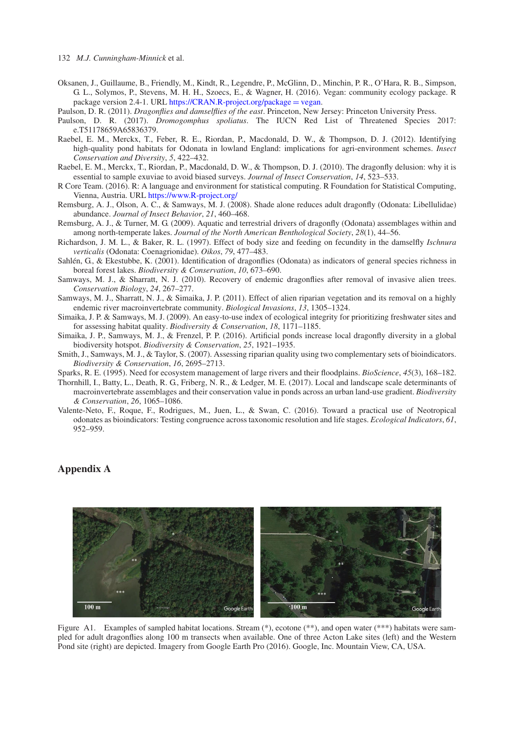Oksanen, J., Guillaume, B., Friendly, M., Kindt, R., Legendre, P., McGlinn, D., Minchin, P. R., O'Hara, R. B., Simpson, G. L., Solymos, P., Stevens, M. H. H., Szoecs, E., & Wagner, H. (2016). Vegan: community ecology package. R package version 2.4-1. URL https://CRAN.R-project.org/package = vegan.

Paulson, D. R. (2011). *Dragonflies and damselflies of the east*. Princeton, New Jersey: Princeton University Press.

Paulson, D. R. (2017). *Dromogomphus spoliatus*. The IUCN Red List of Threatened Species 2017: e.T51178659A65836379.

Raebel, E. M., Merckx, T., Feber, R. E., Riordan, P., Macdonald, D. W., & Thompson, D. J. (2012). Identifying high-quality pond habitats for Odonata in lowland England: implications for agri-environment schemes. *Insect Conservation and Diversity*, *5*, 422–432.

Raebel, E. M., Merckx, T., Riordan, P., Macdonald, D. W., & Thompson, D. J. (2010). The dragonfly delusion: why it is essential to sample exuviae to avoid biased surveys. *Journal of Insect Conservation*, *14*, 523–533.

R Core Team. (2016). R: A language and environment for statistical computing. R Foundation for Statistical Computing, Vienna, Austria. URL https://www.R-project.org/

Remsburg, A. J., Olson, A. C., & Samways, M. J. (2008). Shade alone reduces adult dragonfly (Odonata: Libellulidae) abundance. *Journal of Insect Behavior*, *21*, 460–468.

Remsburg, A. J., & Turner, M. G. (2009). Aquatic and terrestrial drivers of dragonfly (Odonata) assemblages within and among north-temperate lakes. *Journal of the North American Benthological Society*, *28*(1), 44–56.

Richardson, J. M. L., & Baker, R. L. (1997). Effect of body size and feeding on fecundity in the damselfly *Ischnura verticalis* (Odonata: Coenagrionidae). *Oikos*, *79*, 477–483.

Sahlén, G., & Ekestubbe, K. (2001). Identification of dragonflies (Odonata) as indicators of general species richness in boreal forest lakes. *Biodiversity & Conservation*, *10*, 673–690.

Samways, M. J., & Sharratt, N. J. (2010). Recovery of endemic dragonflies after removal of invasive alien trees. *Conservation Biology*, *24*, 267–277.

Samways, M. J., Sharratt, N. J., & Simaika, J. P. (2011). Effect of alien riparian vegetation and its removal on a highly endemic river macroinvertebrate community. *Biological Invasions*, *13*, 1305–1324.

Simaika, J. P. & Samways, M. J. (2009). An easy-to-use index of ecological integrity for prioritizing freshwater sites and for assessing habitat quality. *Biodiversity & Conservation*, *18*, 1171–1185.

Simaika, J. P., Samways, M. J., & Frenzel, P. P. (2016). Artificial ponds increase local dragonfly diversity in a global biodiversity hotspot. *Biodiversity & Conservation*, *25*, 1921–1935.

Smith, J., Samways, M. J., & Taylor, S. (2007). Assessing riparian quality using two complementary sets of bioindicators. *Biodiversity & Conservation*, *16*, 2695–2713.

Sparks, R. E. (1995). Need for ecosystem management of large rivers and their floodplains. *BioScience*, *45*(3), 168–182.

Thornhill, I., Batty, L., Death, R. G., Friberg, N. R., & Ledger, M. E. (2017). Local and landscape scale determinants of macroinvertebrate assemblages and their conservation value in ponds across an urban land-use gradient. *Biodiversity & Conservation*, *26*, 1065–1086.

Valente-Neto, F., Roque, F., Rodrigues, M., Juen, L., & Swan, C. (2016). Toward a practical use of Neotropical odonates as bioindicators: Testing congruence across taxonomic resolution and life stages. *Ecological Indicators*, *61*, 952–959.

## Appendix A

Figure A1. Examples of sampled habitat locations. Stream (*), ecotone (**), and open water (***) habitats were sampled for adult dragonflies along 100 m transects when available. One of three Acton Lake sites (left) and the Western Pond site (right) are depicted. Imagery from Google Earth Pro (2016). Google, Inc. Mountain View, CA, USA.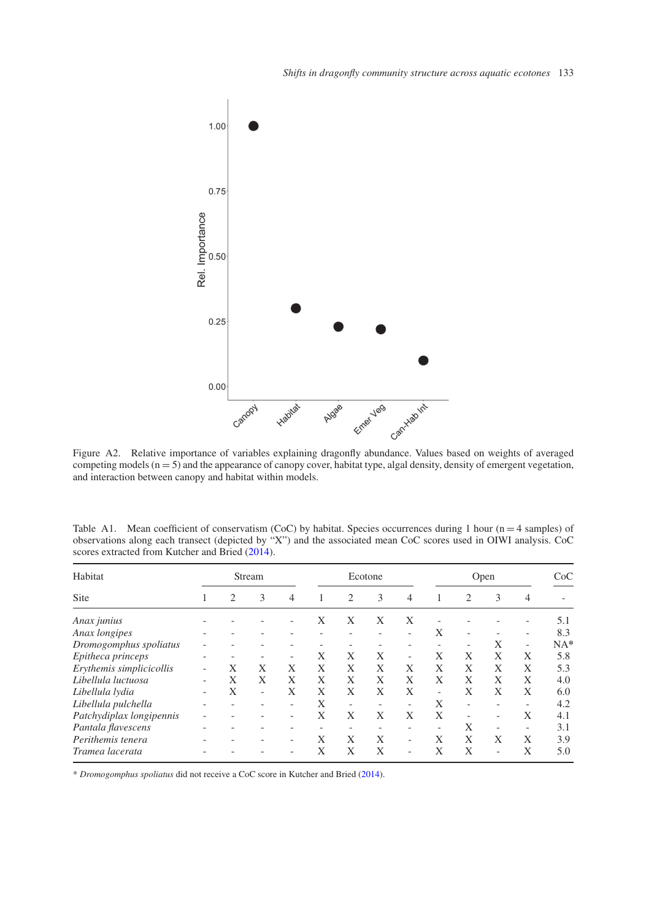1.00

0.75

0.50

0.25

0.00

Rel. Importance

Canopy

Habitat

Algae

Emer Veg

Can-Hab Int

Figure A2. Relative importance of variables explaining dragonfly abundance. Values based on weights of averaged competing models (n = 5) and the appearance of canopy cover, habitat type, algal density, density of emergent vegetation, and interaction between canopy and habitat within models.

Table A1. Mean coefficient of conservatism (CoC) by habitat. Species occurrences during 1 hour (n = 4 samples) of observations along each transect (depicted by "X") and the associated mean CoC scores used in OIWI analysis. CoC scores extracted from Kutcher and Bried (2014).

| Habitat | Stream | | | | Ecotone | | | | Open | | | | CoC |
|---|---|---|---|---|---|---|---|---|---|---|---|---|---|
| Site | 1 | 2 | 3 | 4 | 1 | 2 | 3 | 4 | 1 | 2 | 3 | 4 | - |
| *Anax junius* | - | - | - | - | X | X | X | X | - | - | - | - | 5.1 |
| *Anax longipes* | - | - | - | - | - | - | - | - | X | - | - | - | 8.3 |
| *Dromogomphus spoliatus* | - | - | - | - | - | - | - | - | - | - | X | - | NA* |
| *Epitheca princeps* | - | - | - | - | X | X | X | - | X | X | X | X | 5.8 |
| *Erythemis simplicicollis* | - | X | X | X | X | X | X | X | X | X | X | X | 5.3 |
| *Libellula luctuosa* | - | X | X | X | X | X | X | X | X | X | X | X | 4.0 |
| *Libellula lydia* | - | X | - | X | X | X | X | X | - | X | X | X | 6.0 |
| *Libellula pulchella* | - | - | - | - | X | - | - | - | X | - | - | - | 4.2 |
| *Patchydiplax longipennis* | - | - | - | - | X | X | X | X | X | - | - | X | 4.1 |
| *Pantala flavescens* | - | - | - | - | - | - | - | - | - | X | - | - | 3.1 |
| *Perithemis tenera* | - | - | - | - | X | X | X | - | X | X | X | X | 3.9 |
| *Tramea lacerata* | - | - | - | - | X | X | X | - | X | X | - | X | 5.0 |

\* *Dromogomphus spoliatus* did not receive a CoC score in Kutcher and Bried (2014).